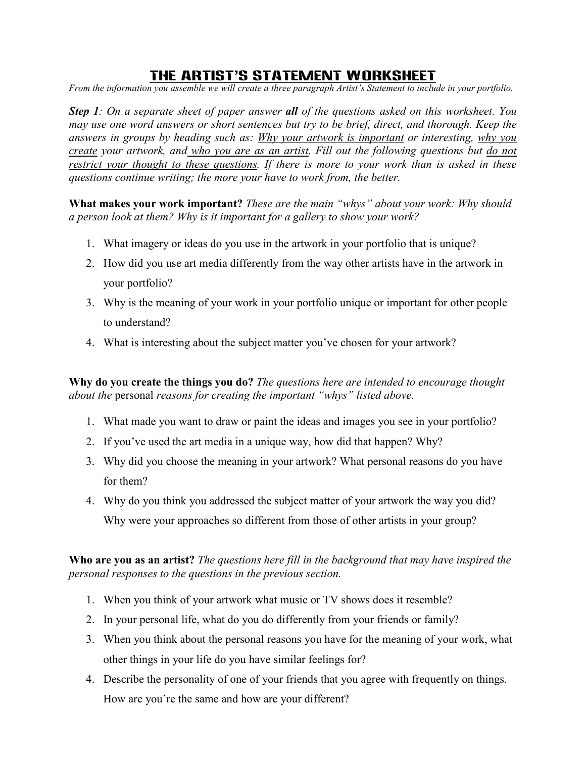# THE ARTIST'S STATEMENT WORKSHEET

*From the information you assemble we will create a three paragraph Artist's Statement to include in your portfolio.*

***Step 1****: On a separate sheet of paper answer* ***all*** *of the questions asked on this worksheet. You may use one word answers or short sentences but try to be brief, direct, and thorough. Keep the answers in groups by heading such as: <u>Why your artwork is important</u> or interesting, <u>why you create</u> your artwork, and <u>who you are as an artist</u>. Fill out the following questions but <u>do not restrict your thought to these questions</u>. If there is more to your work than is asked in these questions continue writing; the more your have to work from, the better.*

**What makes your work important?** *These are the main "whys" about your work: Why should a person look at them? Why is it important for a gallery to show your work?*

1. What imagery or ideas do you use in the artwork in your portfolio that is unique?
2. How did you use art media differently from the way other artists have in the artwork in your portfolio?
3. Why is the meaning of your work in your portfolio unique or important for other people to understand?
4. What is interesting about the subject matter you've chosen for your artwork?

**Why do you create the things you do?** *The questions here are intended to encourage thought about the* personal *reasons for creating the important "whys" listed above.*

1. What made you want to draw or paint the ideas and images you see in your portfolio?
2. If you've used the art media in a unique way, how did that happen? Why?
3. Why did you choose the meaning in your artwork? What personal reasons do you have for them?
4. Why do you think you addressed the subject matter of your artwork the way you did? Why were your approaches so different from those of other artists in your group?

**Who are you as an artist?** *The questions here fill in the background that may have inspired the personal responses to the questions in the previous section.*

1. When you think of your artwork what music or TV shows does it resemble?
2. In your personal life, what do you do differently from your friends or family?
3. When you think about the personal reasons you have for the meaning of your work, what other things in your life do you have similar feelings for?
4. Describe the personality of one of your friends that you agree with frequently on things. How are you're the same and how are your different?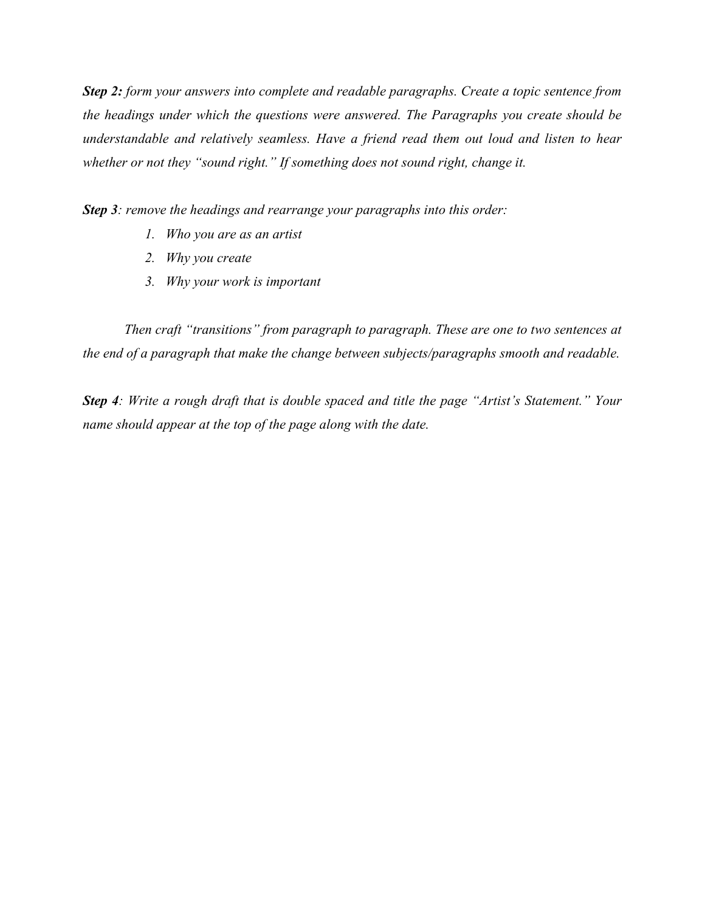***Step 2:*** *form your answers into complete and readable paragraphs. Create a topic sentence from the headings under which the questions were answered. The Paragraphs you create should be understandable and relatively seamless. Have a friend read them out loud and listen to hear whether or not they "sound right." If something does not sound right, change it.*

***Step 3****: remove the headings and rearrange your paragraphs into this order:*

1. *Who you are as an artist*
2. *Why you create*
3. *Why your work is important*

*Then craft "transitions" from paragraph to paragraph. These are one to two sentences at the end of a paragraph that make the change between subjects/paragraphs smooth and readable.*

***Step 4****: Write a rough draft that is double spaced and title the page "Artist's Statement." Your name should appear at the top of the page along with the date.*